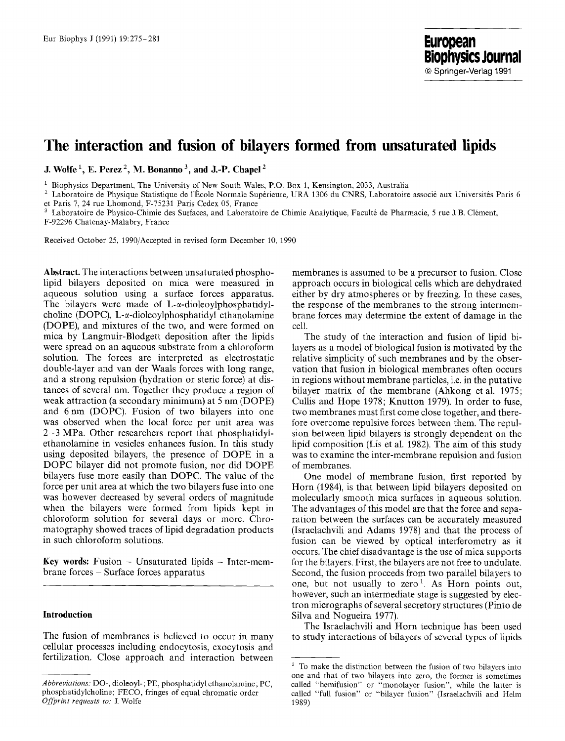# The interaction and fusion of bilayers formed from unsaturated lipids

**J. Wolfe [1], E. Perez [2], M. Bonanno [3], and J.-P. Chapel [2]**

[1] Biophysics Department, The University of New South Wales, P.O. Box 1, Kensington, 2033, Australia

[2] Laboratoire de Physique Statistique de l'École Normale Supérieure, URA 1306 du CNRS, Laboratoire associé aux Universités Paris 6 et Paris 7, 24 rue Lhomond, F-75231 Paris Cedex 05, France

[3] Laboratoire de Physico-Chimie des Surfaces, and Laboratoire de Chimie Analytique, Faculté de Pharmacie, 5 rue J. B. Clément, F-92296 Chatenay-Malabry, France

Received October 25, 1990/Accepted in revised form December 10, 1990

**Abstract.** The interactions between unsaturated phospholipid bilayers deposited on mica were measured in aqueous solution using a surface forces apparatus. The bilayers were made of L-α-dioleoylphosphatidylcholine (DOPC), L-α-dioleoylphosphatidyl ethanolamine (DOPE), and mixtures of the two, and were formed on mica by Langmuir-Blodgett deposition after the lipids were spread on an aqueous substrate from a chloroform solution. The forces are interpreted as electrostatic double-layer and van der Waals forces with long range, and a strong repulsion (hydration or steric force) at distances of several nm. Together they produce a region of weak attraction (a secondary minimum) at 5 nm (DOPE) and 6 nm (DOPC). Fusion of two bilayers into one was observed when the local force per unit area was 2–3 MPa. Other researchers report that phosphatidylethanolamine in vesicles enhances fusion. In this study using deposited bilayers, the presence of DOPE in a DOPC bilayer did not promote fusion, nor did DOPE bilayers fuse more easily than DOPC. The value of the force per unit area at which the two bilayers fuse into one was however decreased by several orders of magnitude when the bilayers were formed from lipids kept in chloroform solution for several days or more. Chromatography showed traces of lipid degradation products in such chloroform solutions.

**Key words:** Fusion – Unsaturated lipids – Inter-membrane forces – Surface forces apparatus

## Introduction

The fusion of membranes is believed to occur in many cellular processes including endocytosis, exocytosis and fertilization. Close approach and interaction between membranes is assumed to be a precursor to fusion. Close approach occurs in biological cells which are dehydrated either by dry atmospheres or by freezing. In these cases, the response of the membranes to the strong intermembrane forces may determine the extent of damage in the cell.

The study of the interaction and fusion of lipid bilayers as a model of biological fusion is motivated by the relative simplicity of such membranes and by the observation that fusion in biological membranes often occurs in regions without membrane particles, i.e. in the putative bilayer matrix of the membrane (Ahkong et al. 1975; Cullis and Hope 1978; Knutton 1979). In order to fuse, two membranes must first come close together, and therefore overcome repulsive forces between them. The repulsion between lipid bilayers is strongly dependent on the lipid composition (Lis et al. 1982). The aim of this study was to examine the inter-membrane repulsion and fusion of membranes.

One model of membrane fusion, first reported by Horn (1984), is that between lipid bilayers deposited on molecularly smooth mica surfaces in aqueous solution. The advantages of this model are that the force and separation between the surfaces can be accurately measured (Israelachvili and Adams 1978) and that the process of fusion can be viewed by optical interferometry as it occurs. The chief disadvantage is the use of mica supports for the bilayers. First, the bilayers are not free to undulate. Second, the fusion proceeds from two parallel bilayers to one, but not usually to zero [1]. As Horn points out, however, such an intermediate stage is suggested by electron micrographs of several secretory structures (Pinto de Silva and Nogueira 1977).

The Israelachvili and Horn technique has been used to study interactions of bilayers of several types of lipids

---

*Abbreviations:* DO-, dioleoyl-; PE, phosphatidyl ethanolamine; PC, phosphatidylcholine; FECO, fringes of equal chromatic order

*Offprint requests to:* J. Wolfe

[1] To make the distinction between the fusion of two bilayers into one and that of two bilayers into zero, the former is sometimes called "hemifusion" or "monolayer fusion", while the latter is called "full fusion" or "bilayer fusion" (Israelachvili and Helm 1989)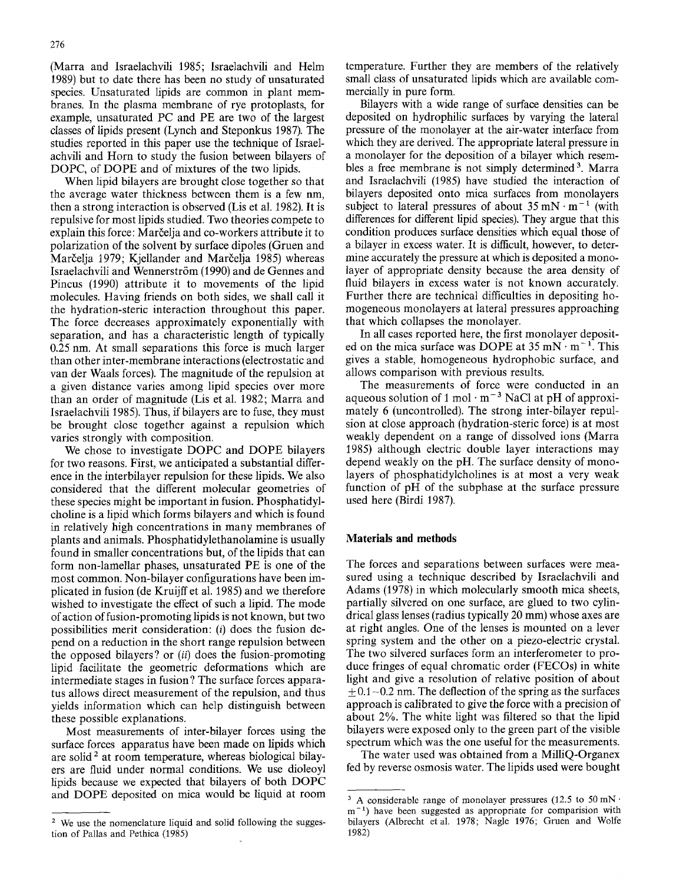(Marra and Israelachvili 1985; Israelachvili and Helm 1989) but to date there has been no study of unsaturated species. Unsaturated lipids are common in plant membranes. In the plasma membrane of rye protoplasts, for example, unsaturated PC and PE are two of the largest classes of lipids present (Lynch and Steponkus 1987). The studies reported in this paper use the technique of Israelachvili and Horn to study the fusion between bilayers of DOPC, of DOPE and of mixtures of the two lipids.

When lipid bilayers are brought close together so that the average water thickness between them is a few nm, then a strong interaction is observed (Lis et al. 1982). It is repulsive for most lipids studied. Two theories compete to explain this force: Marčelja and co-workers attribute it to polarization of the solvent by surface dipoles (Gruen and Marčelja 1979; Kjellander and Marčelja 1985) whereas Israelachvili and Wennerström (1990) and de Gennes and Pincus (1990) attribute it to movements of the lipid molecules. Having friends on both sides, we shall call it the hydration-steric interaction throughout this paper. The force decreases approximately exponentially with separation, and has a characteristic length of typically 0.25 nm. At small separations this force is much larger than other inter-membrane interactions (electrostatic and van der Waals forces). The magnitude of the repulsion at a given distance varies among lipid species over more than an order of magnitude (Lis et al. 1982; Marra and Israelachvili 1985). Thus, if bilayers are to fuse, they must be brought close together against a repulsion which varies strongly with composition.

We chose to investigate DOPC and DOPE bilayers for two reasons. First, we anticipated a substantial difference in the interbilayer repulsion for these lipids. We also considered that the different molecular geometries of these species might be important in fusion. Phosphatidylcholine is a lipid which forms bilayers and which is found in relatively high concentrations in many membranes of plants and animals. Phosphatidylethanolamine is usually found in smaller concentrations but, of the lipids that can form non-lamellar phases, unsaturated PE is one of the most common. Non-bilayer configurations have been implicated in fusion (de Kruijff et al. 1985) and we therefore wished to investigate the effect of such a lipid. The mode of action of fusion-promoting lipids is not known, but two possibilities merit consideration: (*i*) does the fusion depend on a reduction in the short range repulsion between the opposed bilayers? or (*ii*) does the fusion-promoting lipid facilitate the geometric deformations which are intermediate stages in fusion? The surface forces apparatus allows direct measurement of the repulsion, and thus yields information which can help distinguish between these possible explanations.

Most measurements of inter-bilayer forces using the surface forces apparatus have been made on lipids which are solid [2] at room temperature, whereas biological bilayers are fluid under normal conditions. We use dioleoyl lipids because we expected that bilayers of both DOPC and DOPE deposited on mica would be liquid at room temperature. Further they are members of the relatively small class of unsaturated lipids which are available commercially in pure form.

Bilayers with a wide range of surface densities can be deposited on hydrophilic surfaces by varying the lateral pressure of the monolayer at the air-water interface from which they are derived. The appropriate lateral pressure in a monolayer for the deposition of a bilayer which resembles a free membrane is not simply determined [3]. Marra and Israelachvili (1985) have studied the interaction of bilayers deposited onto mica surfaces from monolayers subject to lateral pressures of about 35 $mN \cdot m^{-1}$ (with differences for different lipid species). They argue that this condition produces surface densities which equal those of a bilayer in excess water. It is difficult, however, to determine accurately the pressure at which is deposited a monolayer of appropriate density because the area density of fluid bilayers in excess water is not known accurately. Further there are technical difficulties in depositing homogeneous monolayers at lateral pressures approaching that which collapses the monolayer.

In all cases reported here, the first monolayer deposited on the mica surface was DOPE at 35 $mN \cdot m^{-1}$. This gives a stable, homogeneous hydrophobic surface, and allows comparison with previous results.

The measurements of force were conducted in an aqueous solution of 1 $mol \cdot m^{-3}$ NaCl at pH of approximately 6 (uncontrolled). The strong inter-bilayer repulsion at close approach (hydration-steric force) is at most weakly dependent on a range of dissolved ions (Marra 1985) although electric double layer interactions may depend weakly on the pH. The surface density of monolayers of phosphatidylcholines is at most a very weak function of pH of the subphase at the surface pressure used here (Birdi 1987).

## Materials and methods

The forces and separations between surfaces were measured using a technique described by Israelachvili and Adams (1978) in which molecularly smooth mica sheets, partially silvered on one surface, are glued to two cylindrical glass lenses (radius typically 20 mm) whose axes are at right angles. One of the lenses is mounted on a lever spring system and the other on a piezo-electric crystal. The two silvered surfaces form an interferometer to produce fringes of equal chromatic order (FECOs) in white light and give a resolution of relative position of about $\pm 0.1-0.2$ nm. The deflection of the spring as the surfaces approach is calibrated to give the force with a precision of about 2%. The white light was filtered so that the lipid bilayers were exposed only to the green part of the visible spectrum which was the one useful for the measurements.

The water used was obtained from a MilliQ-Organex fed by reverse osmosis water. The lipids used were bought

[2] We use the nomenclature liquid and solid following the suggestion of Pallas and Pethica (1985)

[3] A considerable range of monolayer pressures (12.5 to 50 $mN \cdot m^{-1}$) have been suggested as appropriate for comparision with bilayers (Albrecht et al. 1978; Nagle 1976; Gruen and Wolfe 1982)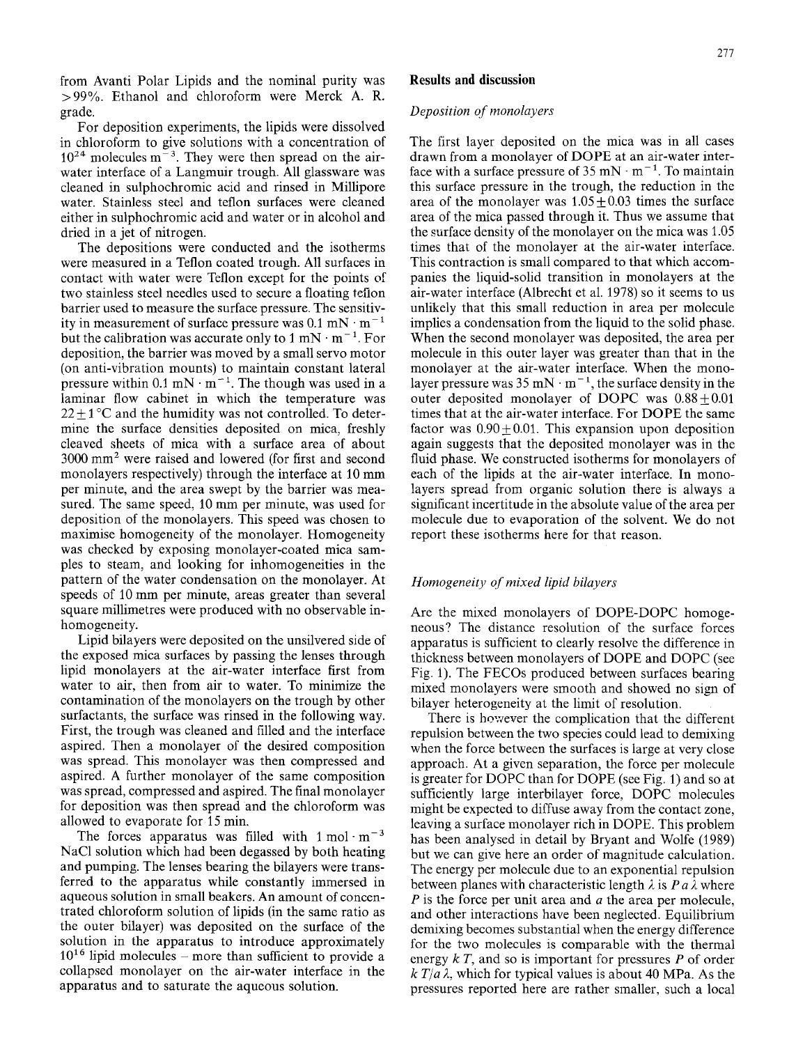from Avanti Polar Lipids and the nominal purity was >99%. Ethanol and chloroform were Merck A. R. grade.

For deposition experiments, the lipids were dissolved in chloroform to give solutions with a concentration of $10^{24}$ molecules $m^{-3}$. They were then spread on the air-water interface of a Langmuir trough. All glassware was cleaned in sulphochromic acid and rinsed in Millipore water. Stainless steel and teflon surfaces were cleaned either in sulphochromic acid and water or in alcohol and dried in a jet of nitrogen.

The depositions were conducted and the isotherms were measured in a Teflon coated trough. All surfaces in contact with water were Teflon except for the points of two stainless steel needles used to secure a floating teflon barrier used to measure the surface pressure. The sensitivity in measurement of surface pressure was 0.1 $mN \cdot m^{-1}$ but the calibration was accurate only to 1 $mN \cdot m^{-1}$. For deposition, the barrier was moved by a small servo motor (on anti-vibration mounts) to maintain constant lateral pressure within 0.1 $mN \cdot m^{-1}$. The though was used in a laminar flow cabinet in which the temperature was $22 \pm 1$ °C and the humidity was not controlled. To determine the surface densities deposited on mica, freshly cleaved sheets of mica with a surface area of about 3000 $mm^2$ were raised and lowered (for first and second monolayers respectively) through the interface at 10 mm per minute, and the area swept by the barrier was measured. The same speed, 10 mm per minute, was used for deposition of the monolayers. This speed was chosen to maximise homogeneity of the monolayer. Homogeneity was checked by exposing monolayer-coated mica samples to steam, and looking for inhomogeneities in the pattern of the water condensation on the monolayer. At speeds of 10 mm per minute, areas greater than several square millimetres were produced with no observable inhomogeneity.

Lipid bilayers were deposited on the unsilvered side of the exposed mica surfaces by passing the lenses through lipid monolayers at the air-water interface first from water to air, then from air to water. To minimize the contamination of the monolayers on the trough by other surfactants, the surface was rinsed in the following way. First, the trough was cleaned and filled and the interface aspired. Then a monolayer of the desired composition was spread. This monolayer was then compressed and aspired. A further monolayer of the same composition was spread, compressed and aspired. The final monolayer for deposition was then spread and the chloroform was allowed to evaporate for 15 min.

The forces apparatus was filled with 1 $mol \cdot m^{-3}$ NaCl solution which had been degassed by both heating and pumping. The lenses bearing the bilayers were transferred to the apparatus while constantly immersed in aqueous solution in small beakers. An amount of concentrated chloroform solution of lipids (in the same ratio as the outer bilayer) was deposited on the surface of the solution in the apparatus to introduce approximately $10^{16}$ lipid molecules – more than sufficient to provide a collapsed monolayer on the air-water interface in the apparatus and to saturate the aqueous solution.

## Results and discussion

### *Deposition of monolayers*

The first layer deposited on the mica was in all cases drawn from a monolayer of DOPE at an air-water interface with a surface pressure of 35 $mN \cdot m^{-1}$. To maintain this surface pressure in the trough, the reduction in the area of the monolayer was $1.05 \pm 0.03$ times the surface area of the mica passed through it. Thus we assume that the surface density of the monolayer on the mica was 1.05 times that of the monolayer at the air-water interface. This contraction is small compared to that which accompanies the liquid-solid transition in monolayers at the air-water interface (Albrecht et al. 1978) so it seems to us unlikely that this small reduction in area per molecule implies a condensation from the liquid to the solid phase. When the second monolayer was deposited, the area per molecule in this outer layer was greater than that in the monolayer at the air-water interface. When the monolayer pressure was 35 $mN \cdot m^{-1}$, the surface density in the outer deposited monolayer of DOPC was $0.88 \pm 0.01$ times that at the air-water interface. For DOPE the same factor was $0.90 \pm 0.01$. This expansion upon deposition again suggests that the deposited monolayer was in the fluid phase. We constructed isotherms for monolayers of each of the lipids at the air-water interface. In monolayers spread from organic solution there is always a significant incertitude in the absolute value of the area per molecule due to evaporation of the solvent. We do not report these isotherms here for that reason.

### *Homogeneity of mixed lipid bilayers*

Are the mixed monolayers of DOPE-DOPC homogeneous? The distance resolution of the surface forces apparatus is sufficient to clearly resolve the difference in thickness between monolayers of DOPE and DOPC (see Fig. 1). The FECOs produced between surfaces bearing mixed monolayers were smooth and showed no sign of bilayer heterogeneity at the limit of resolution.

There is however the complication that the different repulsion between the two species could lead to demixing when the force between the surfaces is large at very close approach. At a given separation, the force per molecule is greater for DOPC than for DOPE (see Fig. 1) and so at sufficiently large interbilayer force, DOPC molecules might be expected to diffuse away from the contact zone, leaving a surface monolayer rich in DOPE. This problem has been analysed in detail by Bryant and Wolfe (1989) but we can give here an order of magnitude calculation. The energy per molecule due to an exponential repulsion between planes with characteristic length $\lambda$ is $P a \lambda$ where $P$ is the force per unit area and $a$ the area per molecule, and other interactions have been neglected. Equilibrium demixing becomes substantial when the energy difference for the two molecules is comparable with the thermal energy $k T$, and so is important for pressures $P$ of order $k T/a \lambda$, which for typical values is about 40 MPa. As the pressures reported here are rather smaller, such a local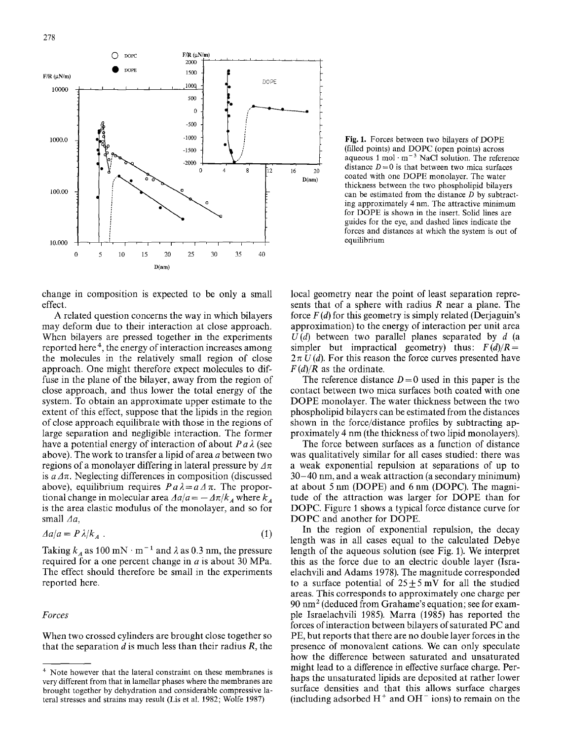Fig. 1. Forces between two bilayers of DOPE (filled points) and DOPC (open points) across aqueous 1 mol · m$^{-3}$ NaCl solution. The reference distance $D = 0$ is that between two mica surfaces coated with one DOPE monolayer. The water thickness between the two phospholipid bilayers can be estimated from the distance $D$ by subtracting approximately 4 nm. The attractive minimum for DOPE is shown in the insert. Solid lines are guides for the eye, and dashed lines indicate the forces and distances at which the system is out of equilibrium

change in composition is expected to be only a small effect.

A related question concerns the way in which bilayers may deform due to their interaction at close approach. When bilayers are pressed together in the experiments reported here[4], the energy of interaction increases among the molecules in the relatively small region of close approach. One might therefore expect molecules to diffuse in the plane of the bilayer, away from the region of close approach, and thus lower the total energy of the system. To obtain an approximate upper estimate to the extent of this effect, suppose that the lipids in the region of close approach equilibrate with those in the regions of large separation and negligible interaction. The former have a potential energy of interaction of about $P a \lambda$ (see above). The work to transfer a lipid of area $a$ between two regions of a monolayer differing in lateral pressure by $\Delta\pi$ is $a\Delta\pi$. Neglecting differences in composition (discussed above), equilibrium requires $P a \lambda = a \Delta\pi$. The proportional change in molecular area $\Delta a/a = -\Delta\pi/k_A$ where $k_A$ is the area elastic modulus of the monolayer, and so for small $\Delta a$,

$$\Delta a/a = P\lambda/k_A \; . \quad (1)$$

Taking $k_A$ as 100 mN · m$^{-1}$ and $\lambda$ as 0.3 nm, the pressure required for a one percent change in $a$ is about 30 MPa. The effect should therefore be small in the experiments reported here.

### *Forces*

When two crossed cylinders are brought close together so that the separation $d$ is much less than their radius $R$, the local geometry near the point of least separation represents that of a sphere with radius $R$ near a plane. The force $F(d)$ for this geometry is simply related (Derjaguin's approximation) to the energy of interaction per unit area $U(d)$ between two parallel planes separated by $d$ (a simpler but impractical geometry) thus: $F(d)/R = 2\pi\, U(d)$. For this reason the force curves presented have $F(d)/R$ as the ordinate.

The reference distance $D = 0$ used in this paper is the contact between two mica surfaces both coated with one DOPE monolayer. The water thickness between the two phospholipid bilayers can be estimated from the distances shown in the force/distance profiles by subtracting approximately 4 nm (the thickness of two lipid monolayers).

The force between surfaces as a function of distance was qualitatively similar for all cases studied: there was a weak exponential repulsion at separations of up to 30–40 nm, and a weak attraction (a secondary minimum) at about 5 nm (DOPE) and 6 nm (DOPC). The magnitude of the attraction was larger for DOPE than for DOPC. Figure 1 shows a typical force distance curve for DOPC and another for DOPE.

In the region of exponential repulsion, the decay length was in all cases equal to the calculated Debye length of the aqueous solution (see Fig. 1). We interpret this as the force due to an electric double layer (Israelachvili and Adams 1978). The magnitude corresponded to a surface potential of $25 \pm 5$ mV for all the studied areas. This corresponds to approximately one charge per 90 nm$^2$ (deduced from Grahame's equation; see for example Israelachvili 1985). Marra (1985) has reported the forces of interaction between bilayers of saturated PC and PE, but reports that there are no double layer forces in the presence of monovalent cations. We can only speculate how the difference between saturated and unsaturated might lead to a difference in effective surface charge. Perhaps the unsaturated lipids are deposited at rather lower surface densities and that this allows surface charges (including adsorbed $H^+$ and $OH^-$ ions) to remain on the

[4] Note however that the lateral constraint on these membranes is very different from that in lamellar phases where the membranes are brought together by dehydration and considerable compressive lateral stresses and strains may result (Lis et al. 1982; Wolfe 1987)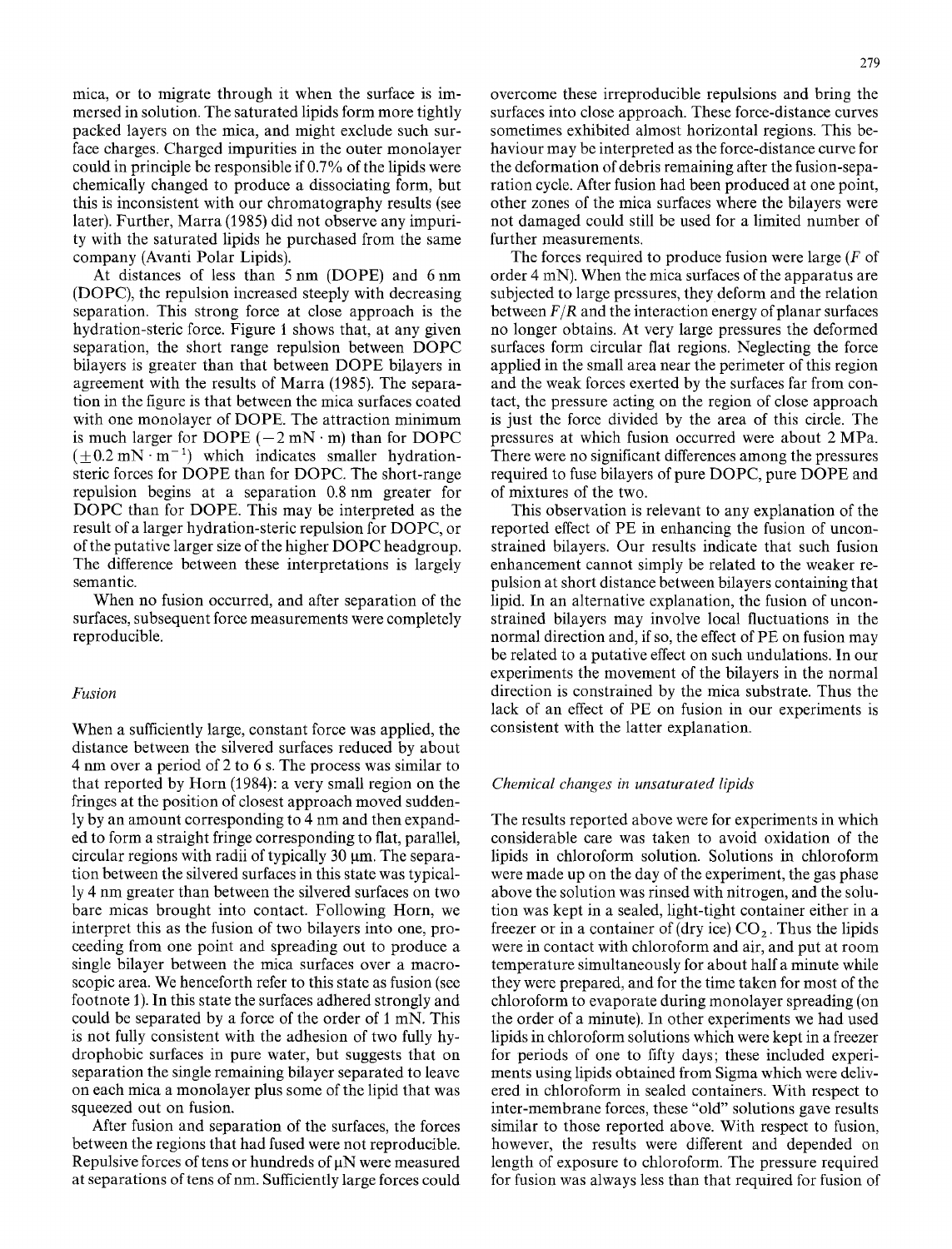mica, or to migrate through it when the surface is immersed in solution. The saturated lipids form more tightly packed layers on the mica, and might exclude such surface charges. Charged impurities in the outer monolayer could in principle be responsible if 0.7% of the lipids were chemically changed to produce a dissociating form, but this is inconsistent with our chromatography results (see later). Further, Marra (1985) did not observe any impurity with the saturated lipids he purchased from the same company (Avanti Polar Lipids).

At distances of less than 5 nm (DOPE) and 6 nm (DOPC), the repulsion increased steeply with decreasing separation. This strong force at close approach is the hydration-steric force. Figure 1 shows that, at any given separation, the short range repulsion between DOPC bilayers is greater than that between DOPE bilayers in agreement with the results of Marra (1985). The separation in the figure is that between the mica surfaces coated with one monolayer of DOPE. The attraction minimum is much larger for DOPE ($-2$ mN · m) than for DOPC ($\pm 0.2$ mN · m$^{-1}$) which indicates smaller hydration-steric forces for DOPE than for DOPC. The short-range repulsion begins at a separation 0.8 nm greater for DOPC than for DOPE. This may be interpreted as the result of a larger hydration-steric repulsion for DOPC, or of the putative larger size of the higher DOPC headgroup. The difference between these interpretations is largely semantic.

When no fusion occurred, and after separation of the surfaces, subsequent force measurements were completely reproducible.

### *Fusion*

When a sufficiently large, constant force was applied, the distance between the silvered surfaces reduced by about 4 nm over a period of 2 to 6 s. The process was similar to that reported by Horn (1984): a very small region on the fringes at the position of closest approach moved suddenly by an amount corresponding to 4 nm and then expanded to form a straight fringe corresponding to flat, parallel, circular regions with radii of typically 30 μm. The separation between the silvered surfaces in this state was typically 4 nm greater than between the silvered surfaces on two bare micas brought into contact. Following Horn, we interpret this as the fusion of two bilayers into one, proceeding from one point and spreading out to produce a single bilayer between the mica surfaces over a macroscopic area. We henceforth refer to this state as fusion (see footnote 1). In this state the surfaces adhered strongly and could be separated by a force of the order of 1 mN. This is not fully consistent with the adhesion of two fully hydrophobic surfaces in pure water, but suggests that on separation the single remaining bilayer separated to leave on each mica a monolayer plus some of the lipid that was squeezed out on fusion.

After fusion and separation of the surfaces, the forces between the regions that had fused were not reproducible. Repulsive forces of tens or hundreds of μN were measured at separations of tens of nm. Sufficiently large forces could overcome these irreproducible repulsions and bring the surfaces into close approach. These force-distance curves sometimes exhibited almost horizontal regions. This behaviour may be interpreted as the force-distance curve for the deformation of debris remaining after the fusion-separation cycle. After fusion had been produced at one point, other zones of the mica surfaces where the bilayers were not damaged could still be used for a limited number of further measurements.

The forces required to produce fusion were large ($F$ of order 4 mN). When the mica surfaces of the apparatus are subjected to large pressures, they deform and the relation between $F/R$ and the interaction energy of planar surfaces no longer obtains. At very large pressures the deformed surfaces form circular flat regions. Neglecting the force applied in the small area near the perimeter of this region and the weak forces exerted by the surfaces far from contact, the pressure acting on the region of close approach is just the force divided by the area of this circle. The pressures at which fusion occurred were about 2 MPa. There were no significant differences among the pressures required to fuse bilayers of pure DOPC, pure DOPE and of mixtures of the two.

This observation is relevant to any explanation of the reported effect of PE in enhancing the fusion of unconstrained bilayers. Our results indicate that such fusion enhancement cannot simply be related to the weaker repulsion at short distance between bilayers containing that lipid. In an alternative explanation, the fusion of unconstrained bilayers may involve local fluctuations in the normal direction and, if so, the effect of PE on fusion may be related to a putative effect on such undulations. In our experiments the movement of the bilayers in the normal direction is constrained by the mica substrate. Thus the lack of an effect of PE on fusion in our experiments is consistent with the latter explanation.

### *Chemical changes in unsaturated lipids*

The results reported above were for experiments in which considerable care was taken to avoid oxidation of the lipids in chloroform solution. Solutions in chloroform were made up on the day of the experiment, the gas phase above the solution was rinsed with nitrogen, and the solution was kept in a sealed, light-tight container either in a freezer or in a container of (dry ice) $CO_2$. Thus the lipids were in contact with chloroform and air, and put at room temperature simultaneously for about half a minute while they were prepared, and for the time taken for most of the chloroform to evaporate during monolayer spreading (on the order of a minute). In other experiments we had used lipids in chloroform solutions which were kept in a freezer for periods of one to fifty days; these included experiments using lipids obtained from Sigma which were delivered in chloroform in sealed containers. With respect to inter-membrane forces, these "old" solutions gave results similar to those reported above. With respect to fusion, however, the results were different and depended on length of exposure to chloroform. The pressure required for fusion was always less than that required for fusion of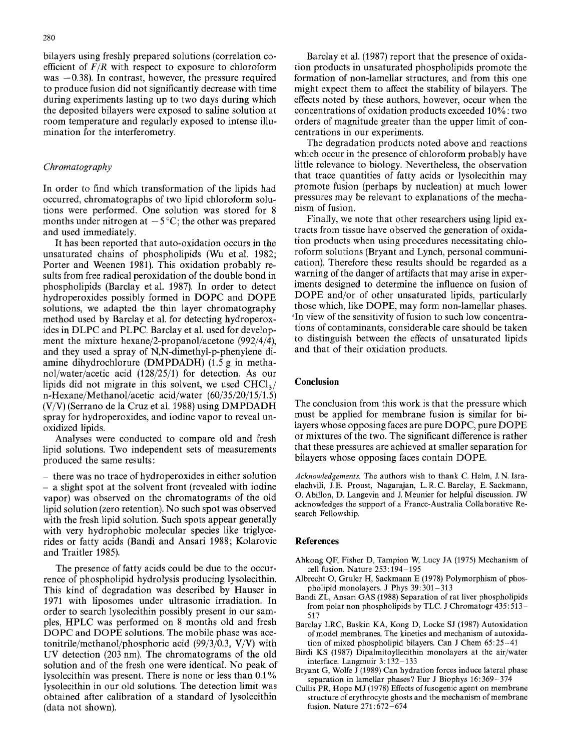bilayers using freshly prepared solutions (correlation coefficient of $F/R$ with respect to exposure to chloroform was $-0.38$). In contrast, however, the pressure required to produce fusion did not significantly decrease with time during experiments lasting up to two days during which the deposited bilayers were exposed to saline solution at room temperature and regularly exposed to intense illumination for the interferometry.

### *Chromatography*

In order to find which transformation of the lipids had occurred, chromatographs of two lipid chloroform solutions were performed. One solution was stored for 8 months under nitrogen at $-5\,^{\circ}$C; the other was prepared and used immediately.

It has been reported that auto-oxidation occurs in the unsaturated chains of phospholipids (Wu et al. 1982; Porter and Weenen 1981). This oxidation probably results from free radical peroxidation of the double bond in phospholipids (Barclay et al. 1987). In order to detect hydroperoxides possibly formed in DOPC and DOPE solutions, we adapted the thin layer chromatography method used by Barclay et al. for detecting hydroperoxides in DLPC and PLPC. Barclay et al. used for development the mixture hexane/2-propanol/acetone (992/4/4), and they used a spray of N,N-dimethyl-p-phenylene diamine dihydrochlorure (DMPDADH) (1.5 g in methanol/water/acetic acid (128/25/1) for detection. As our lipids did not migrate in this solvent, we used $CHCl_3$/n-Hexane/Methanol/acetic acid/water (60/35/20/15/1.5) (V/V) (Serrano de la Cruz et al. 1988) using DMPDADH spray for hydroperoxides, and iodine vapor to reveal unoxidized lipids.

Analyses were conducted to compare old and fresh lipid solutions. Two independent sets of measurements produced the same results:

- there was no trace of hydroperoxides in either solution
- a slight spot at the solvent front (revealed with iodine vapor) was observed on the chromatograms of the old lipid solution (zero retention). No such spot was observed with the fresh lipid solution. Such spots appear generally with very hydrophobic molecular species like triglycerides or fatty acids (Bandi and Ansari 1988; Kolarovic and Traitler 1985).

The presence of fatty acids could be due to the occurrence of phospholipid hydrolysis producing lysolecithin. This kind of degradation was described by Hauser in 1971 with liposomes under ultrasonic irradiation. In order to search lysolecithin possibly present in our samples, HPLC was performed on 8 months old and fresh DOPC and DOPE solutions. The mobile phase was acetonitrile/methanol/phosphoric acid (99/3/0.3, V/V) with UV detection (203 nm). The chromatograms of the old solution and of the fresh one were identical. No peak of lysolecithin was present. There is none or less than 0.1% lysolecithin in our old solutions. The detection limit was obtained after calibration of a standard of lysolecithin (data not shown).

Barclay et al. (1987) report that the presence of oxidation products in unsaturated phospholipids promote the formation of non-lamellar structures, and from this one might expect them to affect the stability of bilayers. The effects noted by these authors, however, occur when the concentrations of oxidation products exceeded 10%: two orders of magnitude greater than the upper limit of concentrations in our experiments.

The degradation products noted above and reactions which occur in the presence of chloroform probably have little relevance to biology. Nevertheless, the observation that trace quantities of fatty acids or lysolecithin may promote fusion (perhaps by nucleation) at much lower pressures may be relevant to explanations of the mechanism of fusion.

Finally, we note that other researchers using lipid extracts from tissue have observed the generation of oxidation products when using procedures necessitating chloroform solutions (Bryant and Lynch, personal communication). Therefore these results should be regarded as a warning of the danger of artifacts that may arise in experiments designed to determine the influence on fusion of DOPE and/or of other unsaturated lipids, particularly those which, like DOPE, may form non-lamellar phases. In view of the sensitivity of fusion to such low concentrations of contaminants, considerable care should be taken to distinguish between the effects of unsaturated lipids and that of their oxidation products.

## Conclusion

The conclusion from this work is that the pressure which must be applied for membrane fusion is similar for bilayers whose opposing faces are pure DOPC, pure DOPE or mixtures of the two. The significant difference is rather that these pressures are achieved at smaller separation for bilayers whose opposing faces contain DOPE.

*Acknowledgements.* The authors wish to thank C. Helm, J. N. Israelachvili, J. E. Proust, Nagarajan, L. R. C. Barclay, E. Sackmann, O. Abillon, D. Langevin and J. Meunier for helpful discussion. JW acknowledges the support of a France-Australia Collaborative Research Fellowship.

## References

Ahkong QF, Fisher D, Tampion W, Lucy JA (1975) Mechanism of cell fusion. Nature 253:194–195

Albrecht O, Gruler H, Sackmann E (1978) Polymorphism of phospholipid monolayers. J Phys 39:301–313

Bandi ZL, Ansari GAS (1988) Separation of rat liver phospholipids from polar non phospholipids by TLC. J Chromatogr 435:513–517

Barclay LRC, Baskin KA, Kong D, Locke SJ (1987) Autoxidation of model membranes. The kinetics and mechanism of autoxidation of mixed phospholipid bilayers. Can J Chem 65:25–41

Birdi KS (1987) Dipalmitoyllecithin monolayers at the air/water interface. Langmuir 3:132–133

Bryant G, Wolfe J (1989) Can hydration forces induce lateral phase separation in lamellar phases? Eur J Biophys 16:369–374

Cullis PR, Hope MJ (1978) Effects of fusogenic agent on membrane structure of erythrocyte ghosts and the mechanism of membrane fusion. Nature 271:672–674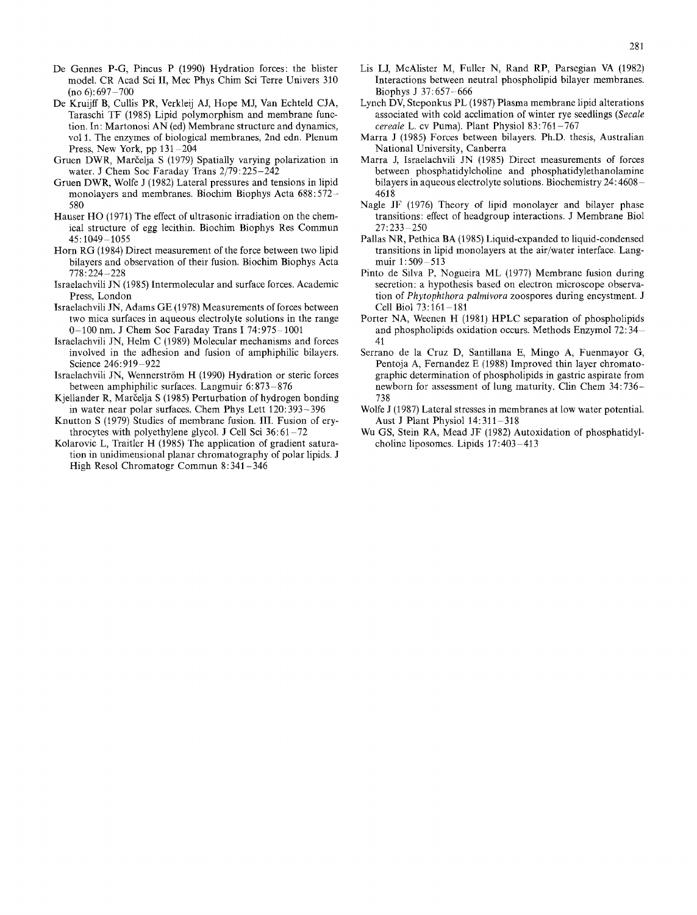De Gennes P-G, Pincus P (1990) Hydration forces: the blister model. CR Acad Sci II, Mec Phys Chim Sci Terre Univers 310 (no 6):697–700

De Kruijff B, Cullis PR, Verkleij AJ, Hope MJ, Van Echteld CJA, Taraschi TF (1985) Lipid polymorphism and membrane function. In: Martonosi AN (ed) Membrane structure and dynamics, vol 1. The enzymes of biological membranes, 2nd edn. Plenum Press, New York, pp 131–204

Gruen DWR, Marčelja S (1979) Spatially varying polarization in water. J Chem Soc Faraday Trans 2/79:225–242

Gruen DWR, Wolfe J (1982) Lateral pressures and tensions in lipid monolayers and membranes. Biochim Biophys Acta 688:572–580

Hauser HO (1971) The effect of ultrasonic irradiation on the chemical structure of egg lecithin. Biochim Biophys Res Commun 45:1049–1055

Horn RG (1984) Direct measurement of the force between two lipid bilayers and observation of their fusion. Biochim Biophys Acta 778:224–228

Israelachvili JN (1985) Intermolecular and surface forces. Academic Press, London

Israelachvili JN, Adams GE (1978) Measurements of forces between two mica surfaces in aqueous electrolyte solutions in the range 0–100 nm. J Chem Soc Faraday Trans I 74:975–1001

Israelachvili JN, Helm C (1989) Molecular mechanisms and forces involved in the adhesion and fusion of amphiphilic bilayers. Science 246:919–922

Israelachvili JN, Wennerström H (1990) Hydration or steric forces between amphiphilic surfaces. Langmuir 6:873–876

Kjellander R, Marčelja S (1985) Perturbation of hydrogen bonding in water near polar surfaces. Chem Phys Lett 120:393–396

Knutton S (1979) Studies of membrane fusion. III. Fusion of erythrocytes with polyethylene glycol. J Cell Sci 36:61–72

Kolarovic L, Traitler H (1985) The application of gradient saturation in unidimensional planar chromatography of polar lipids. J High Resol Chromatogr Commun 8:341–346

Lis LJ, McAlister M, Fuller N, Rand RP, Parsegian VA (1982) Interactions between neutral phospholipid bilayer membranes. Biophys J 37:657–666

Lynch DV, Steponkus PL (1987) Plasma membrane lipid alterations associated with cold acclimation of winter rye seedlings (*Secale cereale* L. cv Puma). Plant Physiol 83:761–767

Marra J (1985) Forces between bilayers. Ph.D. thesis, Australian National University, Canberra

Marra J, Israelachvili JN (1985) Direct measurements of forces between phosphatidylcholine and phosphatidylethanolamine bilayers in aqueous electrolyte solutions. Biochemistry 24:4608–4618

Nagle JF (1976) Theory of lipid monolayer and bilayer phase transitions: effect of headgroup interactions. J Membrane Biol 27:233–250

Pallas NR, Pethica BA (1985) Liquid-expanded to liquid-condensed transitions in lipid monolayers at the air/water interface. Langmuir 1:509–513

Pinto de Silva P, Nogueira ML (1977) Membrane fusion during secretion: a hypothesis based on electron microscope observation of *Phytophthora palmivora* zoospores during encystment. J Cell Biol 73:161–181

Porter NA, Weenen H (1981) HPLC separation of phospholipids and phospholipids oxidation occurs. Methods Enzymol 72:34–41

Serrano de la Cruz D, Santillana E, Mingo A, Fuenmayor G, Pentoja A, Fernandez E (1988) Improved thin layer chromatographic determination of phospholipids in gastric aspirate from newborn for assessment of lung maturity. Clin Chem 34:736–738

Wolfe J (1987) Lateral stresses in membranes at low water potential. Aust J Plant Physiol 14:311–318

Wu GS, Stein RA, Mead JF (1982) Autoxidation of phosphatidylcholine liposomes. Lipids 17:403–413